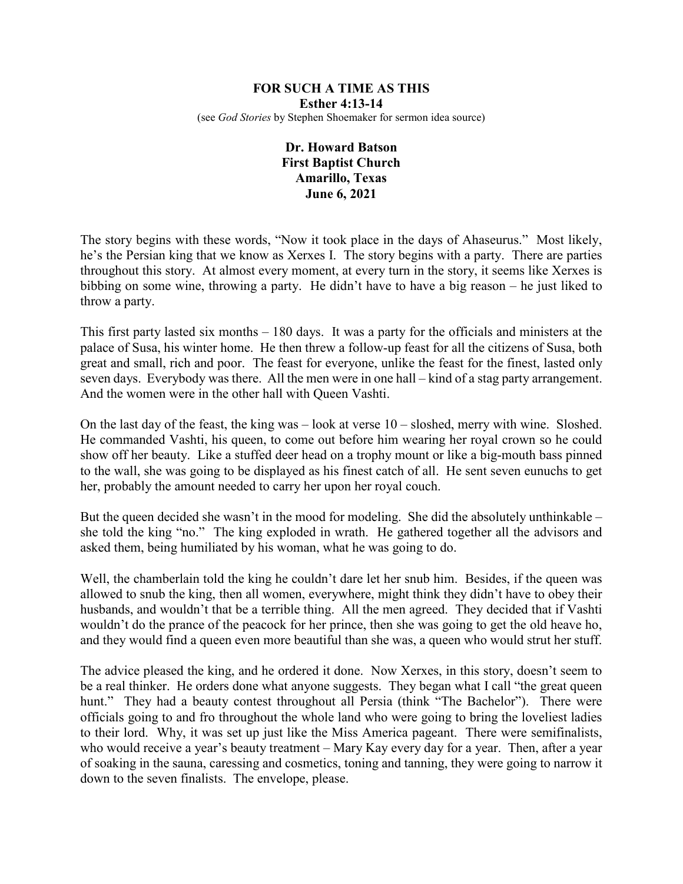# FOR SUCH A TIME AS THIS

**Esther 4:13-14**

(see *God Stories* by Stephen Shoemaker for sermon idea source)

**Dr. Howard Batson**
**First Baptist Church**
**Amarillo, Texas**
**June 6, 2021**

The story begins with these words, "Now it took place in the days of Ahaseurus." Most likely, he's the Persian king that we know as Xerxes I. The story begins with a party. There are parties throughout this story. At almost every moment, at every turn in the story, it seems like Xerxes is bibbing on some wine, throwing a party. He didn't have to have a big reason – he just liked to throw a party.

This first party lasted six months – 180 days. It was a party for the officials and ministers at the palace of Susa, his winter home. He then threw a follow-up feast for all the citizens of Susa, both great and small, rich and poor. The feast for everyone, unlike the feast for the finest, lasted only seven days. Everybody was there. All the men were in one hall – kind of a stag party arrangement. And the women were in the other hall with Queen Vashti.

On the last day of the feast, the king was – look at verse 10 – sloshed, merry with wine. Sloshed. He commanded Vashti, his queen, to come out before him wearing her royal crown so he could show off her beauty. Like a stuffed deer head on a trophy mount or like a big-mouth bass pinned to the wall, she was going to be displayed as his finest catch of all. He sent seven eunuchs to get her, probably the amount needed to carry her upon her royal couch.

But the queen decided she wasn't in the mood for modeling. She did the absolutely unthinkable – she told the king "no." The king exploded in wrath. He gathered together all the advisors and asked them, being humiliated by his woman, what he was going to do.

Well, the chamberlain told the king he couldn't dare let her snub him. Besides, if the queen was allowed to snub the king, then all women, everywhere, might think they didn't have to obey their husbands, and wouldn't that be a terrible thing. All the men agreed. They decided that if Vashti wouldn't do the prance of the peacock for her prince, then she was going to get the old heave ho, and they would find a queen even more beautiful than she was, a queen who would strut her stuff.

The advice pleased the king, and he ordered it done. Now Xerxes, in this story, doesn't seem to be a real thinker. He orders done what anyone suggests. They began what I call "the great queen hunt." They had a beauty contest throughout all Persia (think "The Bachelor"). There were officials going to and fro throughout the whole land who were going to bring the loveliest ladies to their lord. Why, it was set up just like the Miss America pageant. There were semifinalists, who would receive a year's beauty treatment – Mary Kay every day for a year. Then, after a year of soaking in the sauna, caressing and cosmetics, toning and tanning, they were going to narrow it down to the seven finalists. The envelope, please.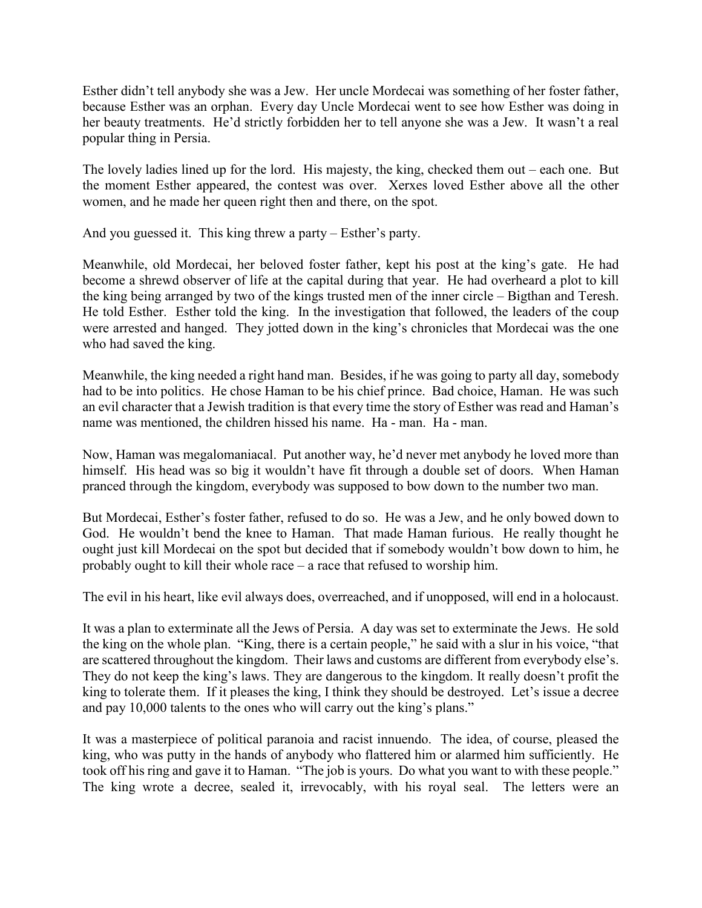Esther didn't tell anybody she was a Jew. Her uncle Mordecai was something of her foster father, because Esther was an orphan. Every day Uncle Mordecai went to see how Esther was doing in her beauty treatments. He'd strictly forbidden her to tell anyone she was a Jew. It wasn't a real popular thing in Persia.

The lovely ladies lined up for the lord. His majesty, the king, checked them out – each one. But the moment Esther appeared, the contest was over. Xerxes loved Esther above all the other women, and he made her queen right then and there, on the spot.

And you guessed it. This king threw a party – Esther's party.

Meanwhile, old Mordecai, her beloved foster father, kept his post at the king's gate. He had become a shrewd observer of life at the capital during that year. He had overheard a plot to kill the king being arranged by two of the kings trusted men of the inner circle – Bigthan and Teresh. He told Esther. Esther told the king. In the investigation that followed, the leaders of the coup were arrested and hanged. They jotted down in the king's chronicles that Mordecai was the one who had saved the king.

Meanwhile, the king needed a right hand man. Besides, if he was going to party all day, somebody had to be into politics. He chose Haman to be his chief prince. Bad choice, Haman. He was such an evil character that a Jewish tradition is that every time the story of Esther was read and Haman's name was mentioned, the children hissed his name. Ha - man. Ha - man.

Now, Haman was megalomaniacal. Put another way, he'd never met anybody he loved more than himself. His head was so big it wouldn't have fit through a double set of doors. When Haman pranced through the kingdom, everybody was supposed to bow down to the number two man.

But Mordecai, Esther's foster father, refused to do so. He was a Jew, and he only bowed down to God. He wouldn't bend the knee to Haman. That made Haman furious. He really thought he ought just kill Mordecai on the spot but decided that if somebody wouldn't bow down to him, he probably ought to kill their whole race – a race that refused to worship him.

The evil in his heart, like evil always does, overreached, and if unopposed, will end in a holocaust.

It was a plan to exterminate all the Jews of Persia. A day was set to exterminate the Jews. He sold the king on the whole plan. "King, there is a certain people," he said with a slur in his voice, "that are scattered throughout the kingdom. Their laws and customs are different from everybody else's. They do not keep the king's laws. They are dangerous to the kingdom. It really doesn't profit the king to tolerate them. If it pleases the king, I think they should be destroyed. Let's issue a decree and pay 10,000 talents to the ones who will carry out the king's plans."

It was a masterpiece of political paranoia and racist innuendo. The idea, of course, pleased the king, who was putty in the hands of anybody who flattered him or alarmed him sufficiently. He took off his ring and gave it to Haman. "The job is yours. Do what you want to with these people." The king wrote a decree, sealed it, irrevocably, with his royal seal. The letters were an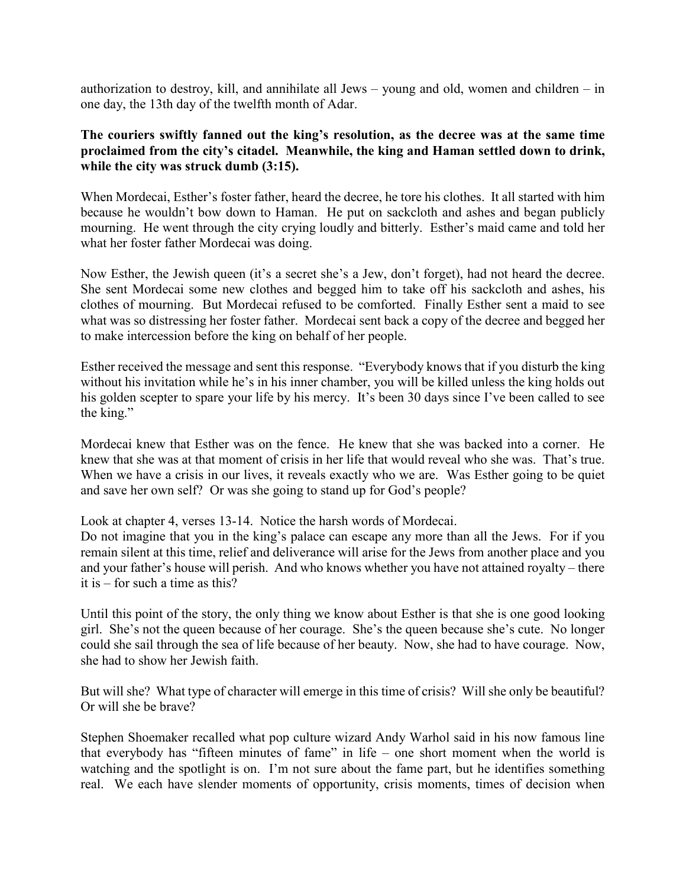authorization to destroy, kill, and annihilate all Jews – young and old, women and children – in one day, the 13th day of the twelfth month of Adar.

**The couriers swiftly fanned out the king's resolution, as the decree was at the same time proclaimed from the city's citadel. Meanwhile, the king and Haman settled down to drink, while the city was struck dumb (3:15).**

When Mordecai, Esther's foster father, heard the decree, he tore his clothes. It all started with him because he wouldn't bow down to Haman. He put on sackcloth and ashes and began publicly mourning. He went through the city crying loudly and bitterly. Esther's maid came and told her what her foster father Mordecai was doing.

Now Esther, the Jewish queen (it's a secret she's a Jew, don't forget), had not heard the decree. She sent Mordecai some new clothes and begged him to take off his sackcloth and ashes, his clothes of mourning. But Mordecai refused to be comforted. Finally Esther sent a maid to see what was so distressing her foster father. Mordecai sent back a copy of the decree and begged her to make intercession before the king on behalf of her people.

Esther received the message and sent this response. "Everybody knows that if you disturb the king without his invitation while he's in his inner chamber, you will be killed unless the king holds out his golden scepter to spare your life by his mercy. It's been 30 days since I've been called to see the king."

Mordecai knew that Esther was on the fence. He knew that she was backed into a corner. He knew that she was at that moment of crisis in her life that would reveal who she was. That's true. When we have a crisis in our lives, it reveals exactly who we are. Was Esther going to be quiet and save her own self? Or was she going to stand up for God's people?

Look at chapter 4, verses 13-14. Notice the harsh words of Mordecai.
Do not imagine that you in the king's palace can escape any more than all the Jews. For if you remain silent at this time, relief and deliverance will arise for the Jews from another place and you and your father's house will perish. And who knows whether you have not attained royalty – there it is – for such a time as this?

Until this point of the story, the only thing we know about Esther is that she is one good looking girl. She's not the queen because of her courage. She's the queen because she's cute. No longer could she sail through the sea of life because of her beauty. Now, she had to have courage. Now, she had to show her Jewish faith.

But will she? What type of character will emerge in this time of crisis? Will she only be beautiful? Or will she be brave?

Stephen Shoemaker recalled what pop culture wizard Andy Warhol said in his now famous line that everybody has "fifteen minutes of fame" in life – one short moment when the world is watching and the spotlight is on. I'm not sure about the fame part, but he identifies something real. We each have slender moments of opportunity, crisis moments, times of decision when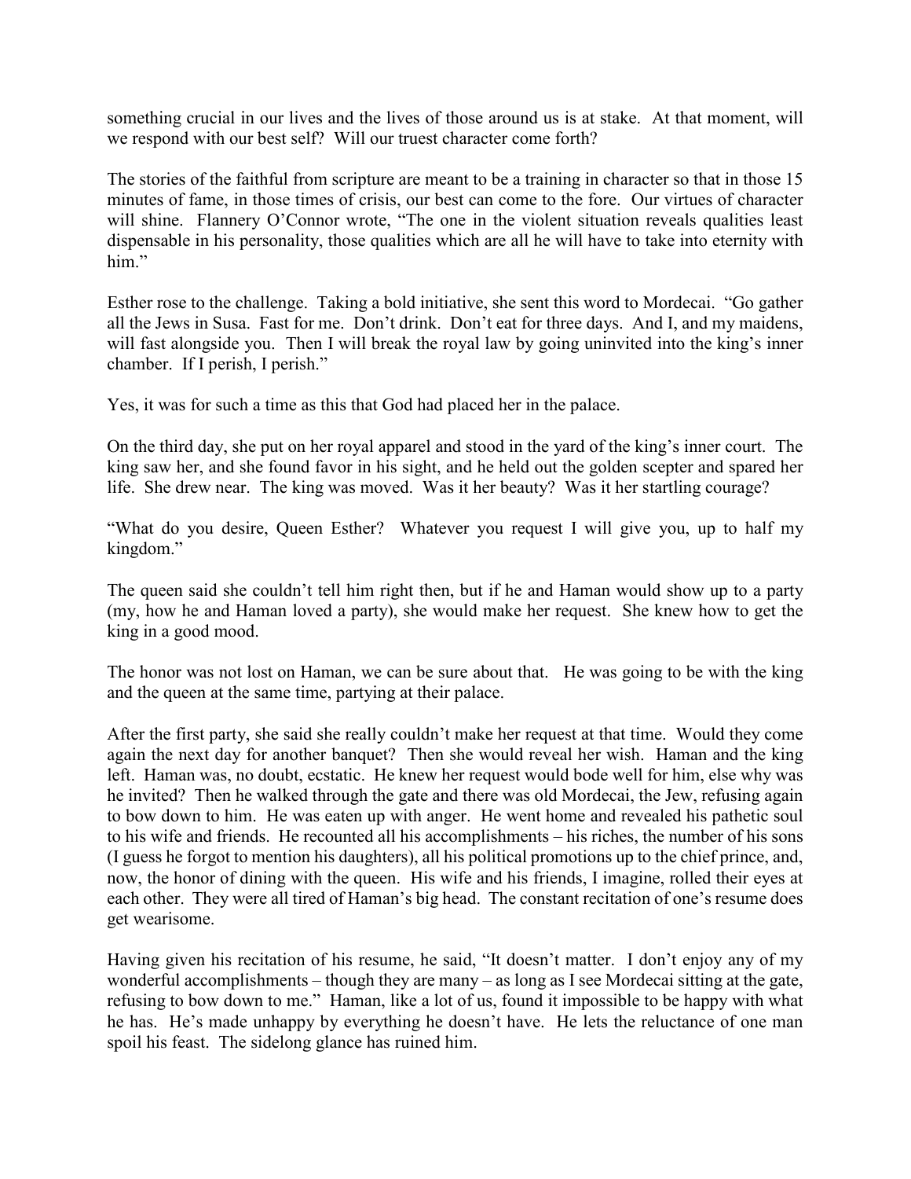something crucial in our lives and the lives of those around us is at stake. At that moment, will we respond with our best self? Will our truest character come forth?

The stories of the faithful from scripture are meant to be a training in character so that in those 15 minutes of fame, in those times of crisis, our best can come to the fore. Our virtues of character will shine. Flannery O'Connor wrote, "The one in the violent situation reveals qualities least dispensable in his personality, those qualities which are all he will have to take into eternity with him."

Esther rose to the challenge. Taking a bold initiative, she sent this word to Mordecai. "Go gather all the Jews in Susa. Fast for me. Don't drink. Don't eat for three days. And I, and my maidens, will fast alongside you. Then I will break the royal law by going uninvited into the king's inner chamber. If I perish, I perish."

Yes, it was for such a time as this that God had placed her in the palace.

On the third day, she put on her royal apparel and stood in the yard of the king's inner court. The king saw her, and she found favor in his sight, and he held out the golden scepter and spared her life. She drew near. The king was moved. Was it her beauty? Was it her startling courage?

"What do you desire, Queen Esther? Whatever you request I will give you, up to half my kingdom."

The queen said she couldn't tell him right then, but if he and Haman would show up to a party (my, how he and Haman loved a party), she would make her request. She knew how to get the king in a good mood.

The honor was not lost on Haman, we can be sure about that. He was going to be with the king and the queen at the same time, partying at their palace.

After the first party, she said she really couldn't make her request at that time. Would they come again the next day for another banquet? Then she would reveal her wish. Haman and the king left. Haman was, no doubt, ecstatic. He knew her request would bode well for him, else why was he invited? Then he walked through the gate and there was old Mordecai, the Jew, refusing again to bow down to him. He was eaten up with anger. He went home and revealed his pathetic soul to his wife and friends. He recounted all his accomplishments – his riches, the number of his sons (I guess he forgot to mention his daughters), all his political promotions up to the chief prince, and, now, the honor of dining with the queen. His wife and his friends, I imagine, rolled their eyes at each other. They were all tired of Haman's big head. The constant recitation of one's resume does get wearisome.

Having given his recitation of his resume, he said, "It doesn't matter. I don't enjoy any of my wonderful accomplishments – though they are many – as long as I see Mordecai sitting at the gate, refusing to bow down to me." Haman, like a lot of us, found it impossible to be happy with what he has. He's made unhappy by everything he doesn't have. He lets the reluctance of one man spoil his feast. The sidelong glance has ruined him.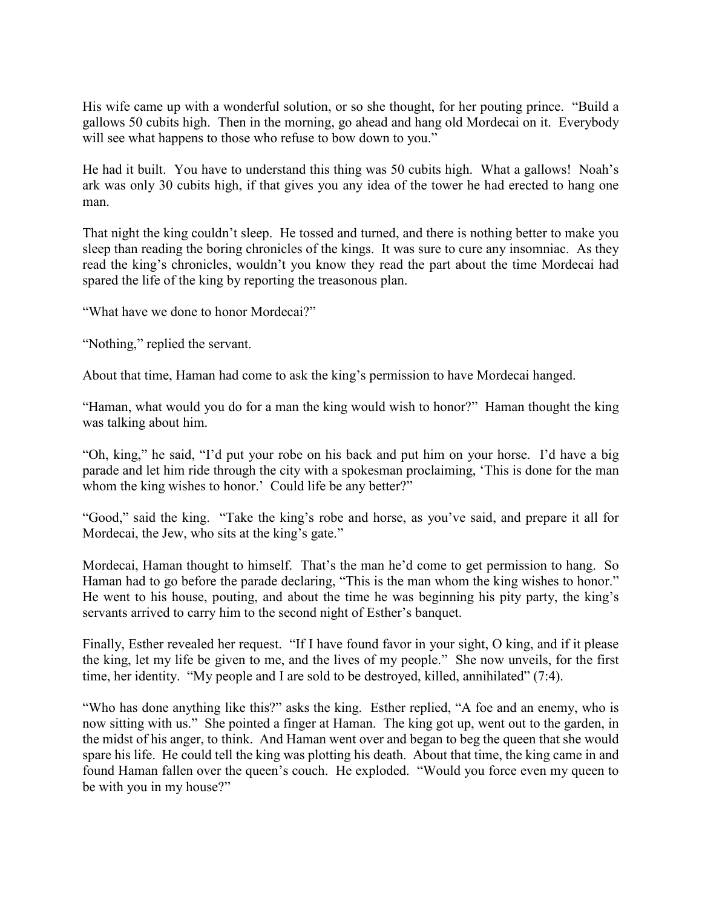His wife came up with a wonderful solution, or so she thought, for her pouting prince. "Build a gallows 50 cubits high. Then in the morning, go ahead and hang old Mordecai on it. Everybody will see what happens to those who refuse to bow down to you."

He had it built. You have to understand this thing was 50 cubits high. What a gallows! Noah's ark was only 30 cubits high, if that gives you any idea of the tower he had erected to hang one man.

That night the king couldn't sleep. He tossed and turned, and there is nothing better to make you sleep than reading the boring chronicles of the kings. It was sure to cure any insomniac. As they read the king's chronicles, wouldn't you know they read the part about the time Mordecai had spared the life of the king by reporting the treasonous plan.

"What have we done to honor Mordecai?"

"Nothing," replied the servant.

About that time, Haman had come to ask the king's permission to have Mordecai hanged.

"Haman, what would you do for a man the king would wish to honor?" Haman thought the king was talking about him.

"Oh, king," he said, "I'd put your robe on his back and put him on your horse. I'd have a big parade and let him ride through the city with a spokesman proclaiming, 'This is done for the man whom the king wishes to honor.' Could life be any better?"

"Good," said the king. "Take the king's robe and horse, as you've said, and prepare it all for Mordecai, the Jew, who sits at the king's gate."

Mordecai, Haman thought to himself. That's the man he'd come to get permission to hang. So Haman had to go before the parade declaring, "This is the man whom the king wishes to honor." He went to his house, pouting, and about the time he was beginning his pity party, the king's servants arrived to carry him to the second night of Esther's banquet.

Finally, Esther revealed her request. "If I have found favor in your sight, O king, and if it please the king, let my life be given to me, and the lives of my people." She now unveils, for the first time, her identity. "My people and I are sold to be destroyed, killed, annihilated" (7:4).

"Who has done anything like this?" asks the king. Esther replied, "A foe and an enemy, who is now sitting with us." She pointed a finger at Haman. The king got up, went out to the garden, in the midst of his anger, to think. And Haman went over and began to beg the queen that she would spare his life. He could tell the king was plotting his death. About that time, the king came in and found Haman fallen over the queen's couch. He exploded. "Would you force even my queen to be with you in my house?"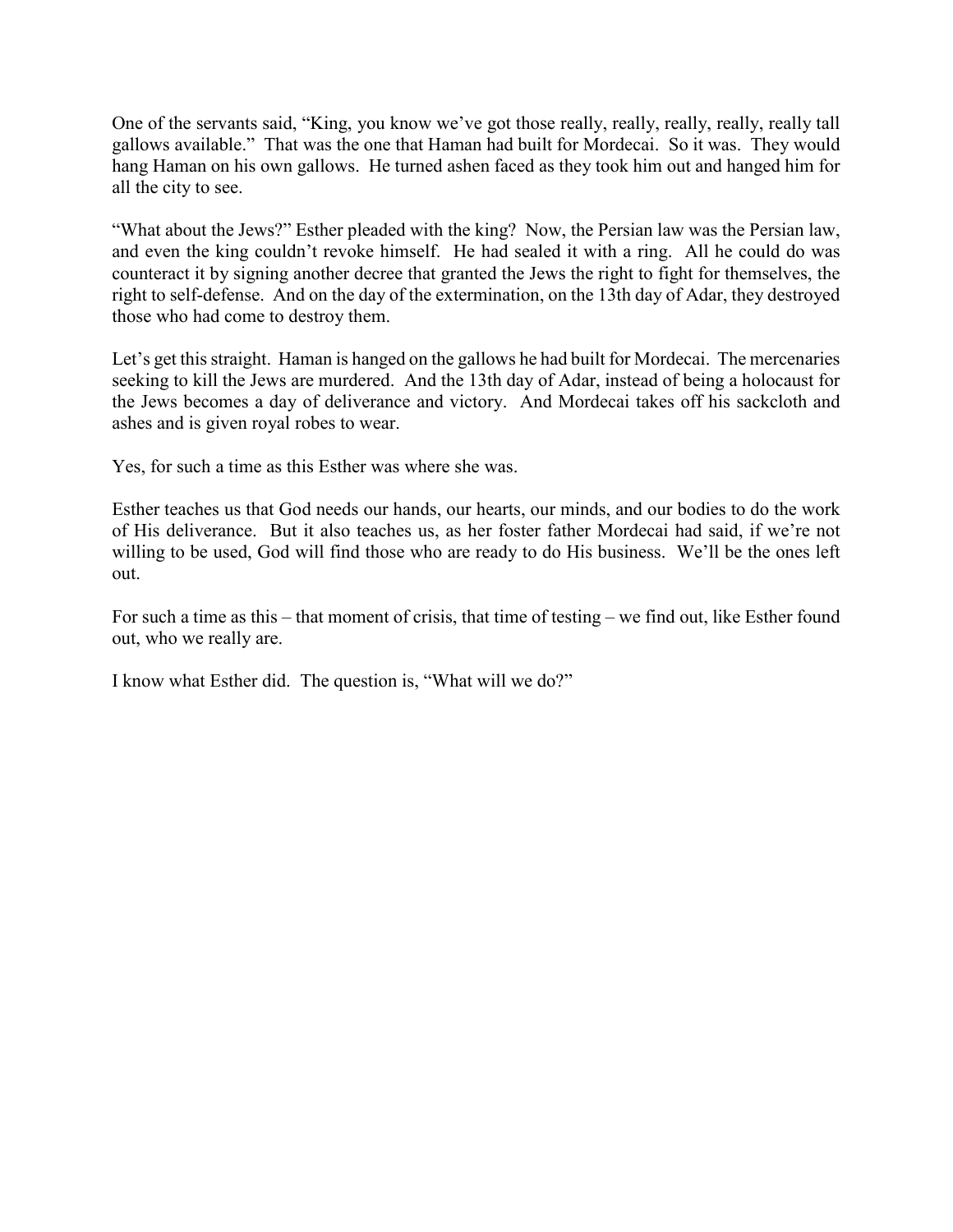One of the servants said, "King, you know we've got those really, really, really, really, really tall gallows available." That was the one that Haman had built for Mordecai. So it was. They would hang Haman on his own gallows. He turned ashen faced as they took him out and hanged him for all the city to see.

"What about the Jews?" Esther pleaded with the king? Now, the Persian law was the Persian law, and even the king couldn't revoke himself. He had sealed it with a ring. All he could do was counteract it by signing another decree that granted the Jews the right to fight for themselves, the right to self-defense. And on the day of the extermination, on the 13th day of Adar, they destroyed those who had come to destroy them.

Let's get this straight. Haman is hanged on the gallows he had built for Mordecai. The mercenaries seeking to kill the Jews are murdered. And the 13th day of Adar, instead of being a holocaust for the Jews becomes a day of deliverance and victory. And Mordecai takes off his sackcloth and ashes and is given royal robes to wear.

Yes, for such a time as this Esther was where she was.

Esther teaches us that God needs our hands, our hearts, our minds, and our bodies to do the work of His deliverance. But it also teaches us, as her foster father Mordecai had said, if we're not willing to be used, God will find those who are ready to do His business. We'll be the ones left out.

For such a time as this – that moment of crisis, that time of testing – we find out, like Esther found out, who we really are.

I know what Esther did. The question is, "What will we do?"